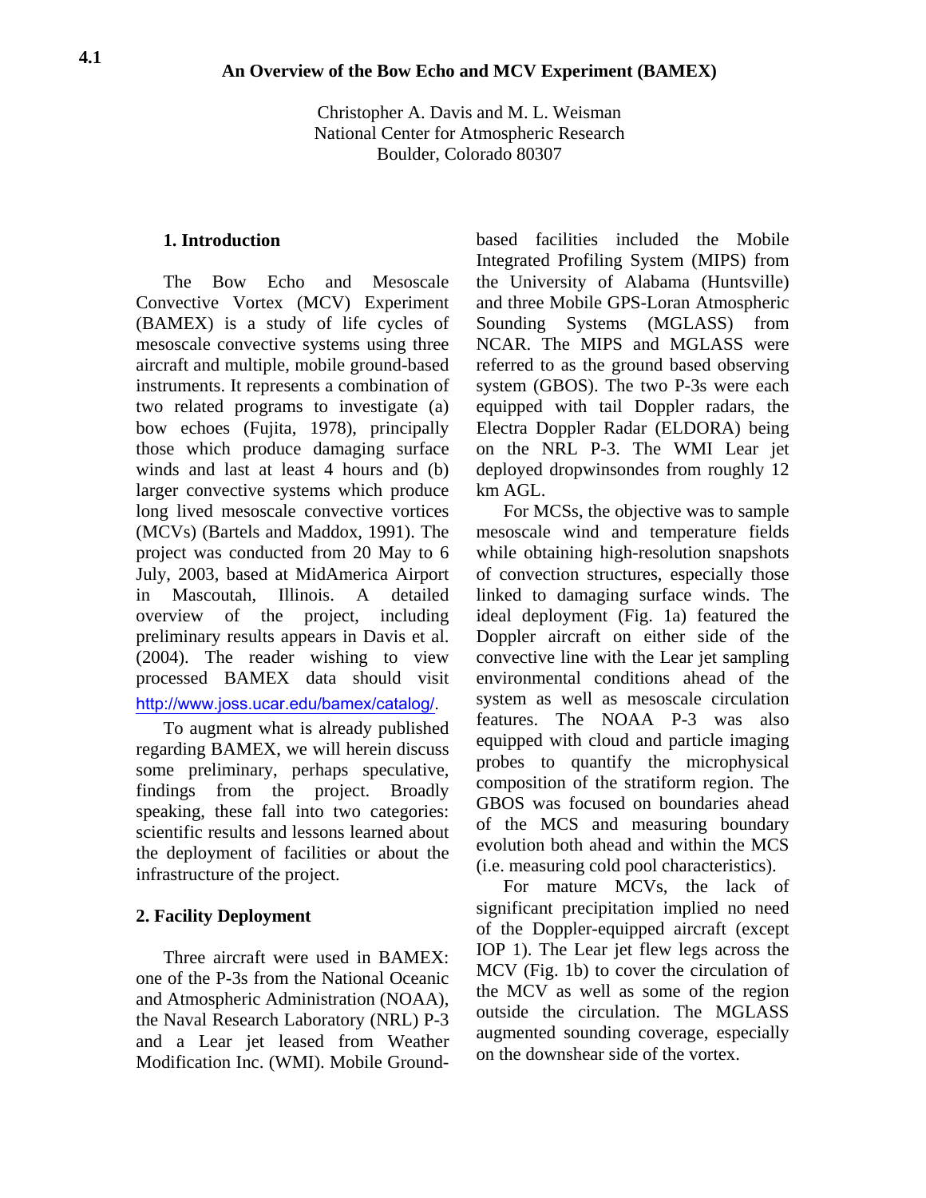4.1

# An Overview of the Bow Echo and MCV Experiment (BAMEX)

Christopher A. Davis and M. L. Weisman
National Center for Atmospheric Research
Boulder, Colorado 80307

## 1. Introduction

The Bow Echo and Mesoscale Convective Vortex (MCV) Experiment (BAMEX) is a study of life cycles of mesoscale convective systems using three aircraft and multiple, mobile ground-based instruments. It represents a combination of two related programs to investigate (a) bow echoes (Fujita, 1978), principally those which produce damaging surface winds and last at least 4 hours and (b) larger convective systems which produce long lived mesoscale convective vortices (MCVs) (Bartels and Maddox, 1991). The project was conducted from 20 May to 6 July, 2003, based at MidAmerica Airport in Mascoutah, Illinois. A detailed overview of the project, including preliminary results appears in Davis et al. (2004). The reader wishing to view processed BAMEX data should visit http://www.joss.ucar.edu/bamex/catalog/.

To augment what is already published regarding BAMEX, we will herein discuss some preliminary, perhaps speculative, findings from the project. Broadly speaking, these fall into two categories: scientific results and lessons learned about the deployment of facilities or about the infrastructure of the project.

## 2. Facility Deployment

Three aircraft were used in BAMEX: one of the P-3s from the National Oceanic and Atmospheric Administration (NOAA), the Naval Research Laboratory (NRL) P-3 and a Lear jet leased from Weather Modification Inc. (WMI). Mobile Ground-based facilities included the Mobile Integrated Profiling System (MIPS) from the University of Alabama (Huntsville) and three Mobile GPS-Loran Atmospheric Sounding Systems (MGLASS) from NCAR. The MIPS and MGLASS were referred to as the ground based observing system (GBOS). The two P-3s were each equipped with tail Doppler radars, the Electra Doppler Radar (ELDORA) being on the NRL P-3. The WMI Lear jet deployed dropwinsondes from roughly 12 km AGL.

For MCSs, the objective was to sample mesoscale wind and temperature fields while obtaining high-resolution snapshots of convection structures, especially those linked to damaging surface winds. The ideal deployment (Fig. 1a) featured the Doppler aircraft on either side of the convective line with the Lear jet sampling environmental conditions ahead of the system as well as mesoscale circulation features. The NOAA P-3 was also equipped with cloud and particle imaging probes to quantify the microphysical composition of the stratiform region. The GBOS was focused on boundaries ahead of the MCS and measuring boundary evolution both ahead and within the MCS (i.e. measuring cold pool characteristics).

For mature MCVs, the lack of significant precipitation implied no need of the Doppler-equipped aircraft (except IOP 1). The Lear jet flew legs across the MCV (Fig. 1b) to cover the circulation of the MCV as well as some of the region outside the circulation. The MGLASS augmented sounding coverage, especially on the downshear side of the vortex.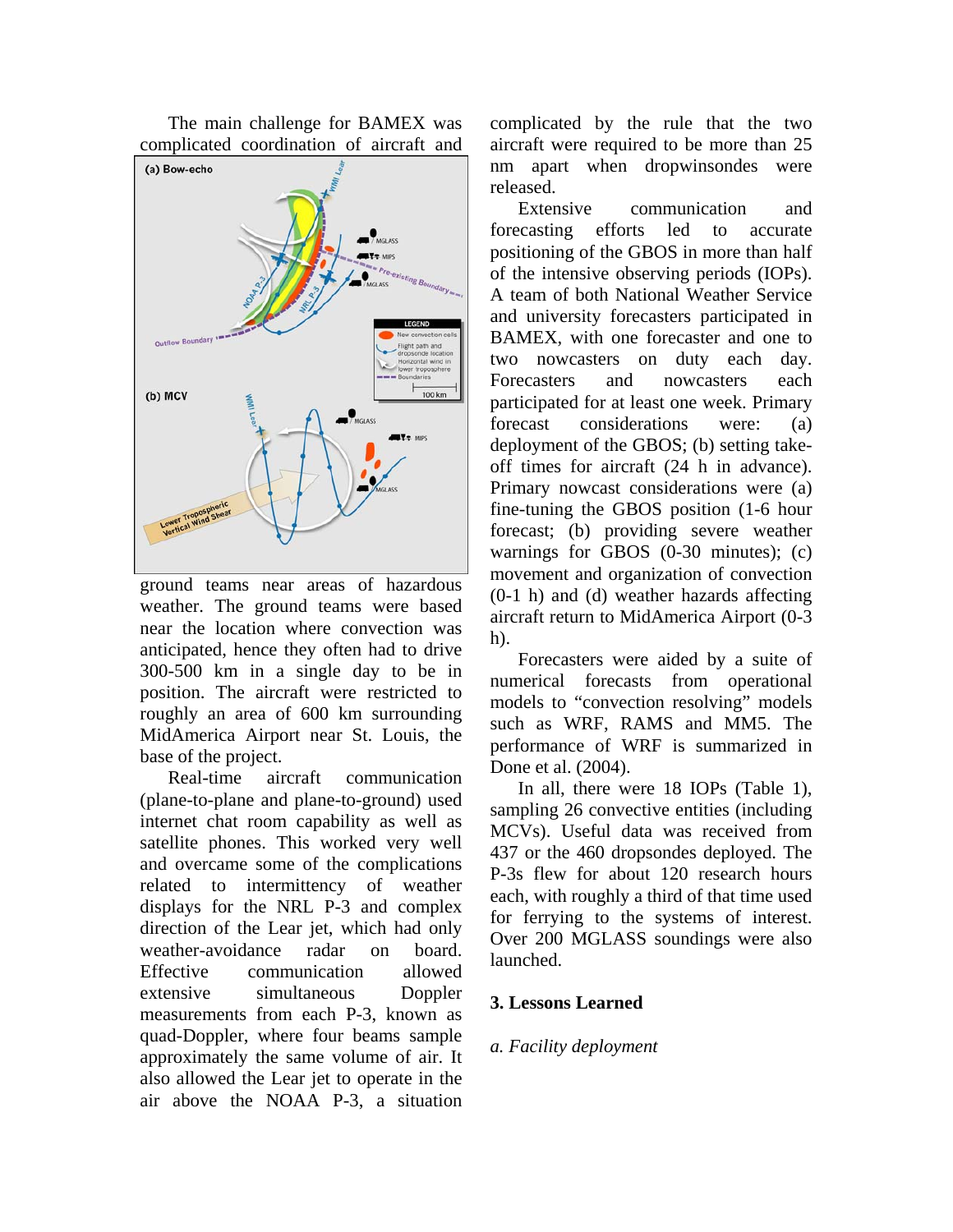The main challenge for BAMEX was complicated coordination of aircraft and ground teams near areas of hazardous weather. The ground teams were based near the location where convection was anticipated, hence they often had to drive 300-500 km in a single day to be in position. The aircraft were restricted to roughly an area of 600 km surrounding MidAmerica Airport near St. Louis, the base of the project.

Real-time aircraft communication (plane-to-plane and plane-to-ground) used internet chat room capability as well as satellite phones. This worked very well and overcame some of the complications related to intermittency of weather displays for the NRL P-3 and complex direction of the Lear jet, which had only weather-avoidance radar on board. Effective communication allowed extensive simultaneous Doppler measurements from each P-3, known as quad-Doppler, where four beams sample approximately the same volume of air. It also allowed the Lear jet to operate in the air above the NOAA P-3, a situation complicated by the rule that the two aircraft were required to be more than 25 nm apart when dropwinsondes were released.

Extensive communication and forecasting efforts led to accurate positioning of the GBOS in more than half of the intensive observing periods (IOPs). A team of both National Weather Service and university forecasters participated in BAMEX, with one forecaster and one to two nowcasters on duty each day. Forecasters and nowcasters each participated for at least one week. Primary forecast considerations were: (a) deployment of the GBOS; (b) setting take-off times for aircraft (24 h in advance). Primary nowcast considerations were (a) fine-tuning the GBOS position (1-6 hour forecast; (b) providing severe weather warnings for GBOS (0-30 minutes); (c) movement and organization of convection (0-1 h) and (d) weather hazards affecting aircraft return to MidAmerica Airport (0-3 h).

Forecasters were aided by a suite of numerical forecasts from operational models to "convection resolving" models such as WRF, RAMS and MM5. The performance of WRF is summarized in Done et al. (2004).

In all, there were 18 IOPs (Table 1), sampling 26 convective entities (including MCVs). Useful data was received from 437 or the 460 dropsondes deployed. The P-3s flew for about 120 research hours each, with roughly a third of that time used for ferrying to the systems of interest. Over 200 MGLASS soundings were also launched.

## 3. Lessons Learned

*a. Facility deployment*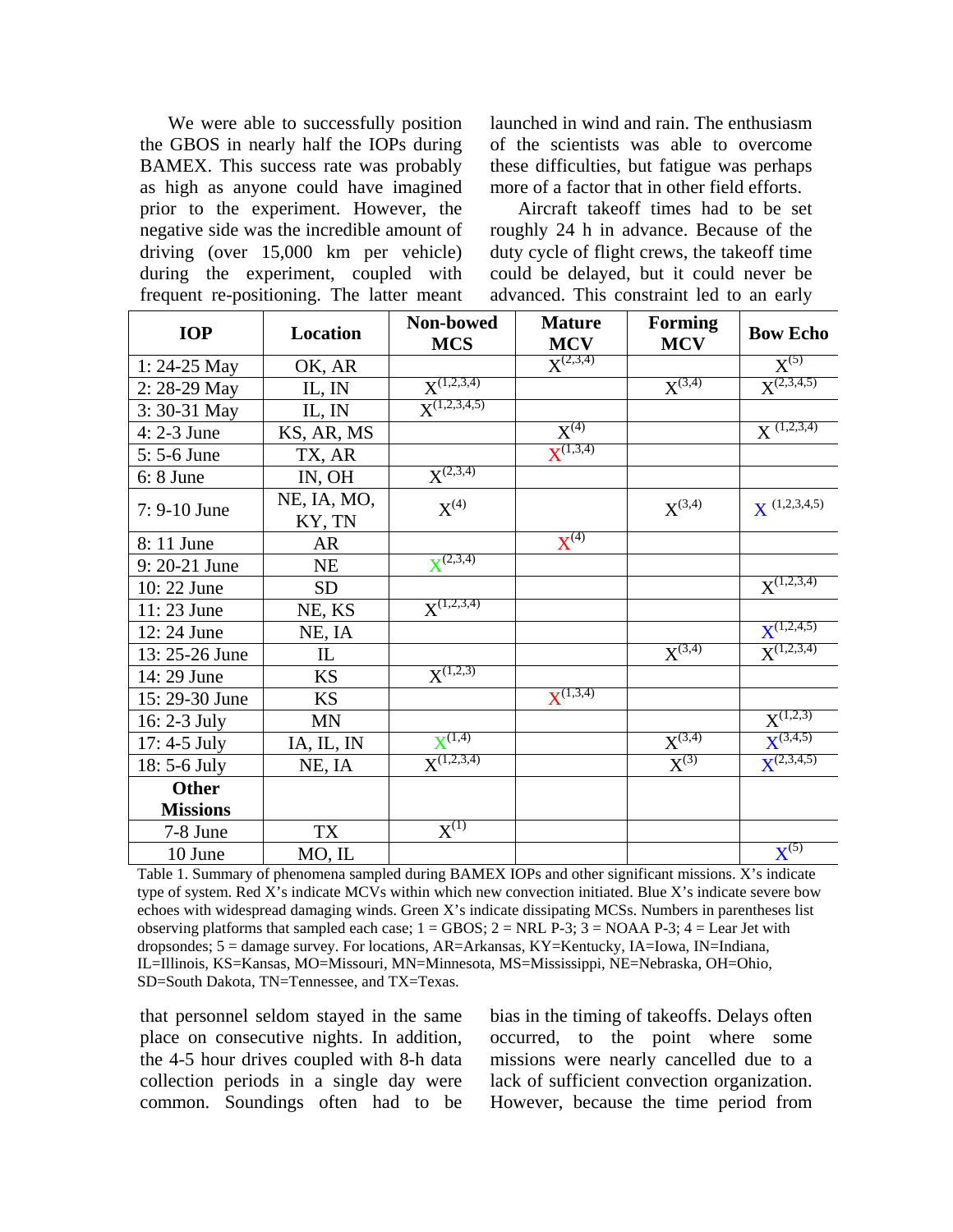We were able to successfully position the GBOS in nearly half the IOPs during BAMEX. This success rate was probably as high as anyone could have imagined prior to the experiment. However, the negative side was the incredible amount of driving (over 15,000 km per vehicle) during the experiment, coupled with frequent re-positioning. The latter meant that personnel seldom stayed in the same place on consecutive nights. In addition, the 4-5 hour drives coupled with 8-h data collection periods in a single day were common. Soundings often had to be launched in wind and rain. The enthusiasm of the scientists was able to overcome these difficulties, but fatigue was perhaps more of a factor that in other field efforts.

Aircraft takeoff times had to be set roughly 24 h in advance. Because of the duty cycle of flight crews, the takeoff time could be delayed, but it could never be advanced. This constraint led to an early bias in the timing of takeoffs. Delays often occurred, to the point where some missions were nearly cancelled due to a lack of sufficient convection organization. However, because the time period from

| IOP | Location | Non-bowed MCS | Mature MCV | Forming MCV | Bow Echo |
|---|---|---|---|---|---|
| 1: 24-25 May | OK, AR | | X(2,3,4) | | X(5) |
| 2: 28-29 May | IL, IN | X(1,2,3,4) | | X(3,4) | X(2,3,4,5) |
| 3: 30-31 May | IL, IN | X(1,2,3,4,5) | | | |
| 4: 2-3 June | KS, AR, MS | | X(4) | | X (1,2,3,4) |
| 5: 5-6 June | TX, AR | | X(1,3,4) | | |
| 6: 8 June | IN, OH | X(2,3,4) | | | |
| 7: 9-10 June | NE, IA, MO, KY, TN | X(4) | | X(3,4) | X (1,2,3,4,5) |
| 8: 11 June | AR | | X(4) | | |
| 9: 20-21 June | NE | X(2,3,4) | | | |
| 10: 22 June | SD | | | | X(1,2,3,4) |
| 11: 23 June | NE, KS | X(1,2,3,4) | | | |
| 12: 24 June | NE, IA | | | | X(1,2,4,5) |
| 13: 25-26 June | IL | | | X(3,4) | X(1,2,3,4) |
| 14: 29 June | KS | X(1,2,3) | | | |
| 15: 29-30 June | KS | | X(1,3,4) | | |
| 16: 2-3 July | MN | | | | X(1,2,3) |
| 17: 4-5 July | IA, IL, IN | X(1,4) | | X(3,4) | X(3,4,5) |
| 18: 5-6 July | NE, IA | X(1,2,3,4) | | X(3) | X(2,3,4,5) |
| **Other Missions** | | | | | |
| 7-8 June | TX | X(1) | | | |
| 10 June | MO, IL | | | | X(5) |

Table 1. Summary of phenomena sampled during BAMEX IOPs and other significant missions. X's indicate type of system. Red X's indicate MCVs within which new convection initiated. Blue X's indicate severe bow echoes with widespread damaging winds. Green X's indicate dissipating MCSs. Numbers in parentheses list observing platforms that sampled each case; 1 = GBOS; 2 = NRL P-3; 3 = NOAA P-3; 4 = Lear Jet with dropsondes; 5 = damage survey. For locations, AR=Arkansas, KY=Kentucky, IA=Iowa, IN=Indiana, IL=Illinois, KS=Kansas, MO=Missouri, MN=Minnesota, MS=Mississippi, NE=Nebraska, OH=Ohio, SD=South Dakota, TN=Tennessee, and TX=Texas.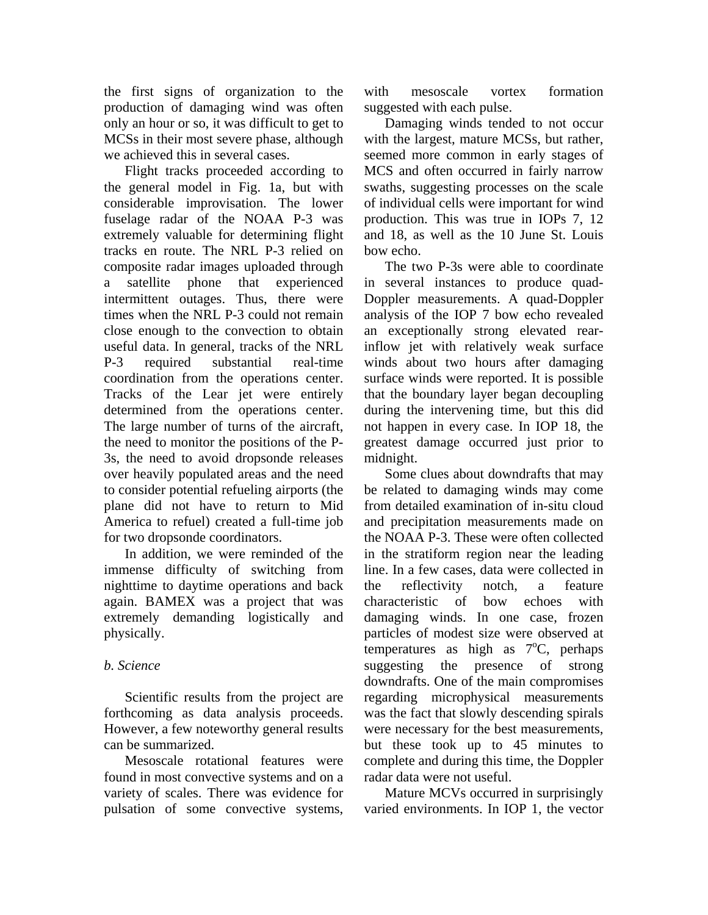the first signs of organization to the production of damaging wind was often only an hour or so, it was difficult to get to MCSs in their most severe phase, although we achieved this in several cases.

Flight tracks proceeded according to the general model in Fig. 1a, but with considerable improvisation. The lower fuselage radar of the NOAA P-3 was extremely valuable for determining flight tracks en route. The NRL P-3 relied on composite radar images uploaded through a satellite phone that experienced intermittent outages. Thus, there were times when the NRL P-3 could not remain close enough to the convection to obtain useful data. In general, tracks of the NRL P-3 required substantial real-time coordination from the operations center. Tracks of the Lear jet were entirely determined from the operations center. The large number of turns of the aircraft, the need to monitor the positions of the P-3s, the need to avoid dropsonde releases over heavily populated areas and the need to consider potential refueling airports (the plane did not have to return to Mid America to refuel) created a full-time job for two dropsonde coordinators.

In addition, we were reminded of the immense difficulty of switching from nighttime to daytime operations and back again. BAMEX was a project that was extremely demanding logistically and physically.

*b. Science*

Scientific results from the project are forthcoming as data analysis proceeds. However, a few noteworthy general results can be summarized.

Mesoscale rotational features were found in most convective systems and on a variety of scales. There was evidence for pulsation of some convective systems, with mesoscale vortex formation suggested with each pulse.

Damaging winds tended to not occur with the largest, mature MCSs, but rather, seemed more common in early stages of MCS and often occurred in fairly narrow swaths, suggesting processes on the scale of individual cells were important for wind production. This was true in IOPs 7, 12 and 18, as well as the 10 June St. Louis bow echo.

The two P-3s were able to coordinate in several instances to produce quad-Doppler measurements. A quad-Doppler analysis of the IOP 7 bow echo revealed an exceptionally strong elevated rear-inflow jet with relatively weak surface winds about two hours after damaging surface winds were reported. It is possible that the boundary layer began decoupling during the intervening time, but this did not happen in every case. In IOP 18, the greatest damage occurred just prior to midnight.

Some clues about downdrafts that may be related to damaging winds may come from detailed examination of in-situ cloud and precipitation measurements made on the NOAA P-3. These were often collected in the stratiform region near the leading line. In a few cases, data were collected in the reflectivity notch, a feature characteristic of bow echoes with damaging winds. In one case, frozen particles of modest size were observed at temperatures as high as $7^{o}$C, perhaps suggesting the presence of strong downdrafts. One of the main compromises regarding microphysical measurements was the fact that slowly descending spirals were necessary for the best measurements, but these took up to 45 minutes to complete and during this time, the Doppler radar data were not useful.

Mature MCVs occurred in surprisingly varied environments. In IOP 1, the vector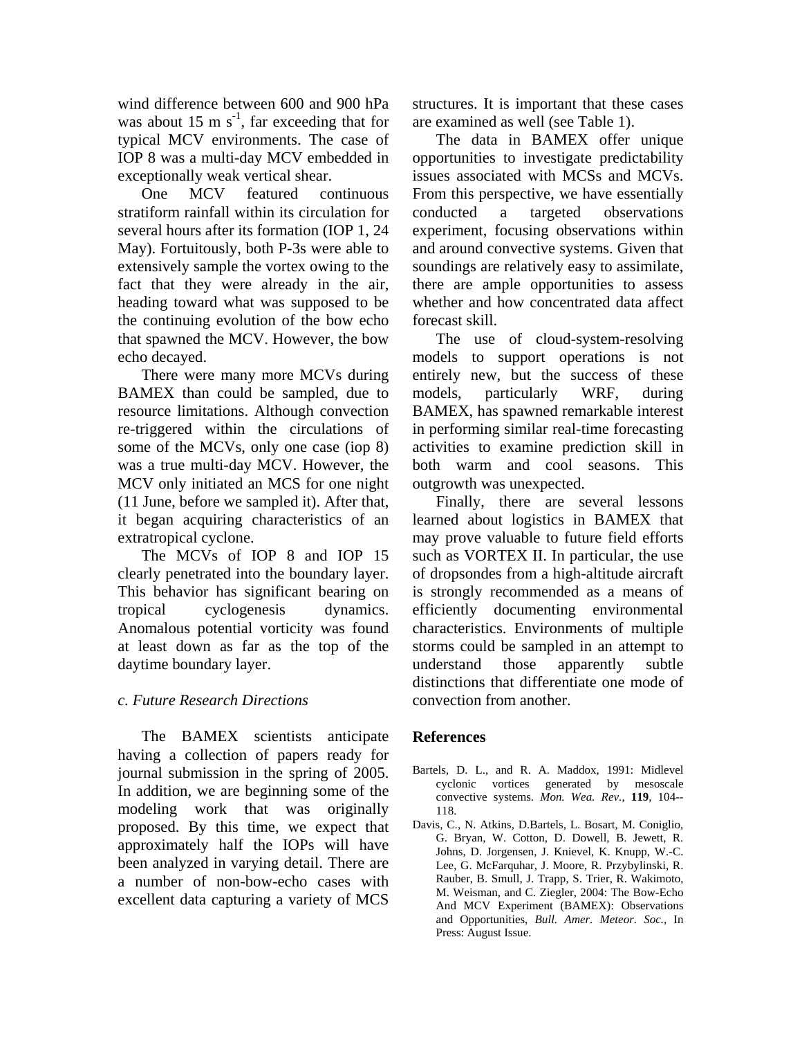wind difference between 600 and 900 hPa was about 15 m $s^{-1}$, far exceeding that for typical MCV environments. The case of IOP 8 was a multi-day MCV embedded in exceptionally weak vertical shear.

One MCV featured continuous stratiform rainfall within its circulation for several hours after its formation (IOP 1, 24 May). Fortuitously, both P-3s were able to extensively sample the vortex owing to the fact that they were already in the air, heading toward what was supposed to be the continuing evolution of the bow echo that spawned the MCV. However, the bow echo decayed.

There were many more MCVs during BAMEX than could be sampled, due to resource limitations. Although convection re-triggered within the circulations of some of the MCVs, only one case (iop 8) was a true multi-day MCV. However, the MCV only initiated an MCS for one night (11 June, before we sampled it). After that, it began acquiring characteristics of an extratropical cyclone.

The MCVs of IOP 8 and IOP 15 clearly penetrated into the boundary layer. This behavior has significant bearing on tropical cyclogenesis dynamics. Anomalous potential vorticity was found at least down as far as the top of the daytime boundary layer.

### *c. Future Research Directions*

The BAMEX scientists anticipate having a collection of papers ready for journal submission in the spring of 2005. In addition, we are beginning some of the modeling work that was originally proposed. By this time, we expect that approximately half the IOPs will have been analyzed in varying detail. There are a number of non-bow-echo cases with excellent data capturing a variety of MCS structures. It is important that these cases are examined as well (see Table 1).

The data in BAMEX offer unique opportunities to investigate predictability issues associated with MCSs and MCVs. From this perspective, we have essentially conducted a targeted observations experiment, focusing observations within and around convective systems. Given that soundings are relatively easy to assimilate, there are ample opportunities to assess whether and how concentrated data affect forecast skill.

The use of cloud-system-resolving models to support operations is not entirely new, but the success of these models, particularly WRF, during BAMEX, has spawned remarkable interest in performing similar real-time forecasting activities to examine prediction skill in both warm and cool seasons. This outgrowth was unexpected.

Finally, there are several lessons learned about logistics in BAMEX that may prove valuable to future field efforts such as VORTEX II. In particular, the use of dropsondes from a high-altitude aircraft is strongly recommended as a means of efficiently documenting environmental characteristics. Environments of multiple storms could be sampled in an attempt to understand those apparently subtle distinctions that differentiate one mode of convection from another.

## References

Bartels, D. L., and R. A. Maddox, 1991: Midlevel cyclonic vortices generated by mesoscale convective systems. *Mon. Wea. Rev.*, **119**, 104--118.

Davis, C., N. Atkins, D.Bartels, L. Bosart, M. Coniglio, G. Bryan, W. Cotton, D. Dowell, B. Jewett, R. Johns, D. Jorgensen, J. Knievel, K. Knupp, W.-C. Lee, G. McFarquhar, J. Moore, R. Przybylinski, R. Rauber, B. Smull, J. Trapp, S. Trier, R. Wakimoto, M. Weisman, and C. Ziegler, 2004: The Bow-Echo And MCV Experiment (BAMEX): Observations and Opportunities, *Bull. Amer. Meteor. Soc.*, In Press: August Issue.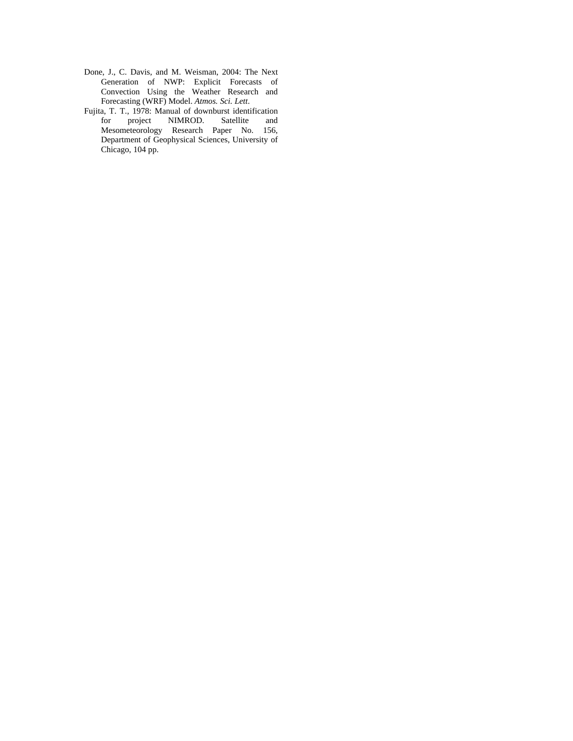Done, J., C. Davis, and M. Weisman, 2004: The Next Generation of NWP: Explicit Forecasts of Convection Using the Weather Research and Forecasting (WRF) Model. *Atmos. Sci. Lett*.

Fujita, T. T., 1978: Manual of downburst identification for project NIMROD. Satellite and Mesometeorology Research Paper No. 156, Department of Geophysical Sciences, University of Chicago, 104 pp.